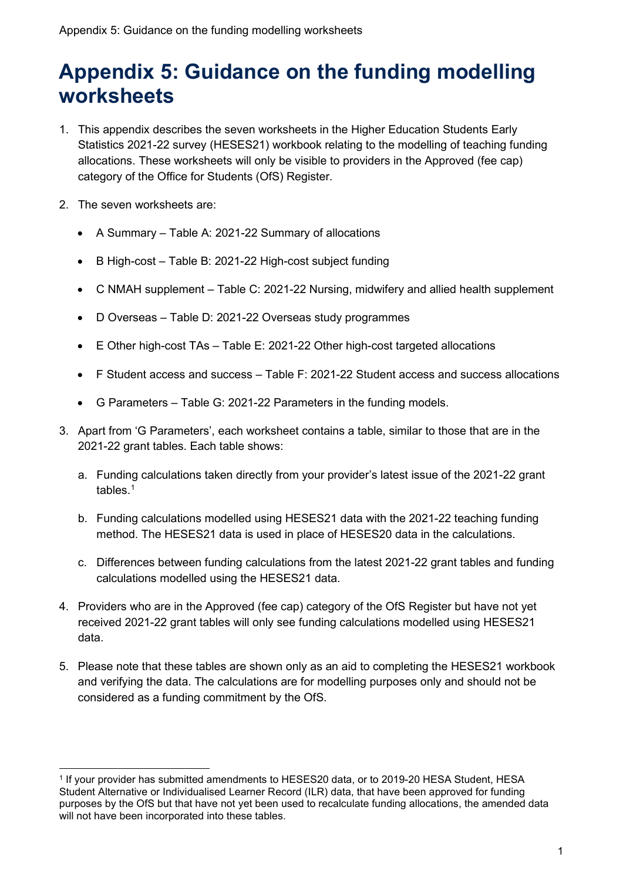# Appendix 5: Guidance on the funding modelling worksheets

1. This appendix describes the seven worksheets in the Higher Education Students Early Statistics 2021-22 survey (HESES21) workbook relating to the modelling of teaching funding allocations. These worksheets will only be visible to providers in the Approved (fee cap) category of the Office for Students (OfS) Register.

2. The seven worksheets are:

   - A Summary – Table A: 2021-22 Summary of allocations
   - B High-cost – Table B: 2021-22 High-cost subject funding
   - C NMAH supplement – Table C: 2021-22 Nursing, midwifery and allied health supplement
   - D Overseas – Table D: 2021-22 Overseas study programmes
   - E Other high-cost TAs – Table E: 2021-22 Other high-cost targeted allocations
   - F Student access and success – Table F: 2021-22 Student access and success allocations
   - G Parameters – Table G: 2021-22 Parameters in the funding models.

3. Apart from 'G Parameters', each worksheet contains a table, similar to those that are in the 2021-22 grant tables. Each table shows:

   a. Funding calculations taken directly from your provider's latest issue of the 2021-22 grant tables.[1]

   b. Funding calculations modelled using HESES21 data with the 2021-22 teaching funding method. The HESES21 data is used in place of HESES20 data in the calculations.

   c. Differences between funding calculations from the latest 2021-22 grant tables and funding calculations modelled using the HESES21 data.

4. Providers who are in the Approved (fee cap) category of the OfS Register but have not yet received 2021-22 grant tables will only see funding calculations modelled using HESES21 data.

5. Please note that these tables are shown only as an aid to completing the HESES21 workbook and verifying the data. The calculations are for modelling purposes only and should not be considered as a funding commitment by the OfS.

---

[1] If your provider has submitted amendments to HESES20 data, or to 2019-20 HESA Student, HESA Student Alternative or Individualised Learner Record (ILR) data, that have been approved for funding purposes by the OfS but that have not yet been used to recalculate funding allocations, the amended data will not have been incorporated into these tables.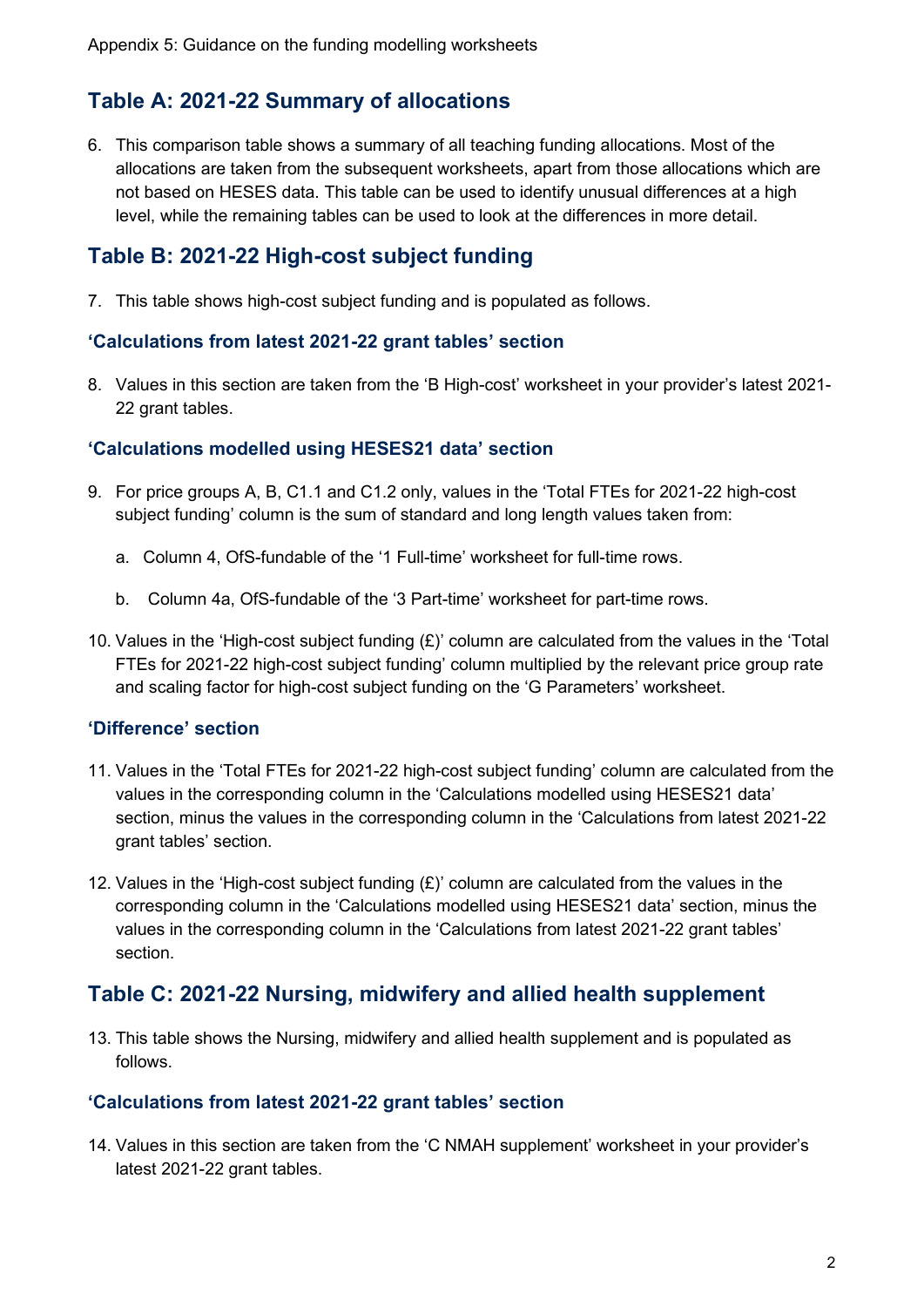## Table A: 2021-22 Summary of allocations

6. This comparison table shows a summary of all teaching funding allocations. Most of the allocations are taken from the subsequent worksheets, apart from those allocations which are not based on HESES data. This table can be used to identify unusual differences at a high level, while the remaining tables can be used to look at the differences in more detail.

## Table B: 2021-22 High-cost subject funding

7. This table shows high-cost subject funding and is populated as follows.

### 'Calculations from latest 2021-22 grant tables' section

8. Values in this section are taken from the 'B High-cost' worksheet in your provider's latest 2021-22 grant tables.

### 'Calculations modelled using HESES21 data' section

9. For price groups A, B, C1.1 and C1.2 only, values in the 'Total FTEs for 2021-22 high-cost subject funding' column is the sum of standard and long length values taken from:

   a. Column 4, OfS-fundable of the '1 Full-time' worksheet for full-time rows.

   b. Column 4a, OfS-fundable of the '3 Part-time' worksheet for part-time rows.

10. Values in the 'High-cost subject funding (£)' column are calculated from the values in the 'Total FTEs for 2021-22 high-cost subject funding' column multiplied by the relevant price group rate and scaling factor for high-cost subject funding on the 'G Parameters' worksheet.

### 'Difference' section

11. Values in the 'Total FTEs for 2021-22 high-cost subject funding' column are calculated from the values in the corresponding column in the 'Calculations modelled using HESES21 data' section, minus the values in the corresponding column in the 'Calculations from latest 2021-22 grant tables' section.

12. Values in the 'High-cost subject funding (£)' column are calculated from the values in the corresponding column in the 'Calculations modelled using HESES21 data' section, minus the values in the corresponding column in the 'Calculations from latest 2021-22 grant tables' section.

## Table C: 2021-22 Nursing, midwifery and allied health supplement

13. This table shows the Nursing, midwifery and allied health supplement and is populated as follows.

### 'Calculations from latest 2021-22 grant tables' section

14. Values in this section are taken from the 'C NMAH supplement' worksheet in your provider's latest 2021-22 grant tables.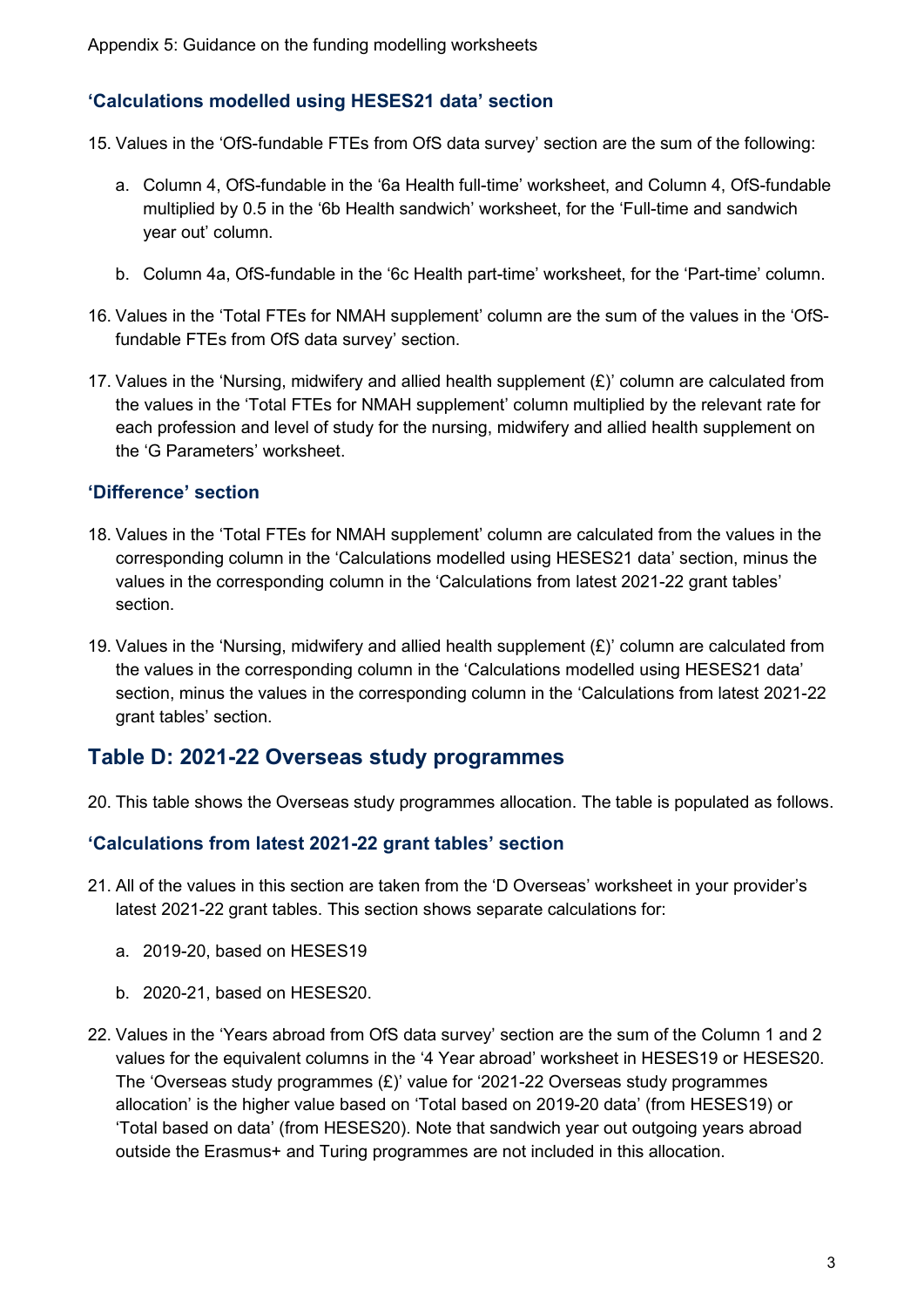### 'Calculations modelled using HESES21 data' section

15. Values in the 'OfS-fundable FTEs from OfS data survey' section are the sum of the following:

    a. Column 4, OfS-fundable in the '6a Health full-time' worksheet, and Column 4, OfS-fundable multiplied by 0.5 in the '6b Health sandwich' worksheet, for the 'Full-time and sandwich year out' column.

    b. Column 4a, OfS-fundable in the '6c Health part-time' worksheet, for the 'Part-time' column.

16. Values in the 'Total FTEs for NMAH supplement' column are the sum of the values in the 'OfS-fundable FTEs from OfS data survey' section.

17. Values in the 'Nursing, midwifery and allied health supplement (£)' column are calculated from the values in the 'Total FTEs for NMAH supplement' column multiplied by the relevant rate for each profession and level of study for the nursing, midwifery and allied health supplement on the 'G Parameters' worksheet.

### 'Difference' section

18. Values in the 'Total FTEs for NMAH supplement' column are calculated from the values in the corresponding column in the 'Calculations modelled using HESES21 data' section, minus the values in the corresponding column in the 'Calculations from latest 2021-22 grant tables' section.

19. Values in the 'Nursing, midwifery and allied health supplement (£)' column are calculated from the values in the corresponding column in the 'Calculations modelled using HESES21 data' section, minus the values in the corresponding column in the 'Calculations from latest 2021-22 grant tables' section.

## Table D: 2021-22 Overseas study programmes

20. This table shows the Overseas study programmes allocation. The table is populated as follows.

### 'Calculations from latest 2021-22 grant tables' section

21. All of the values in this section are taken from the 'D Overseas' worksheet in your provider's latest 2021-22 grant tables. This section shows separate calculations for:

    a. 2019-20, based on HESES19

    b. 2020-21, based on HESES20.

22. Values in the 'Years abroad from OfS data survey' section are the sum of the Column 1 and 2 values for the equivalent columns in the '4 Year abroad' worksheet in HESES19 or HESES20. The 'Overseas study programmes (£)' value for '2021-22 Overseas study programmes allocation' is the higher value based on 'Total based on 2019-20 data' (from HESES19) or 'Total based on data' (from HESES20). Note that sandwich year out outgoing years abroad outside the Erasmus+ and Turing programmes are not included in this allocation.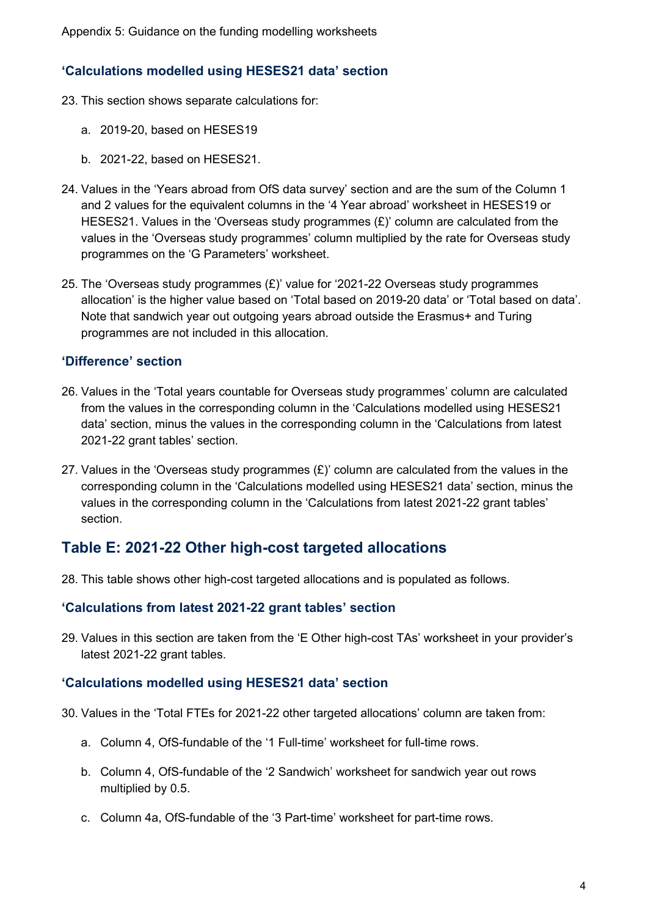### 'Calculations modelled using HESES21 data' section

23. This section shows separate calculations for:

    a. 2019-20, based on HESES19

    b. 2021-22, based on HESES21.

24. Values in the 'Years abroad from OfS data survey' section and are the sum of the Column 1 and 2 values for the equivalent columns in the '4 Year abroad' worksheet in HESES19 or HESES21. Values in the 'Overseas study programmes (£)' column are calculated from the values in the 'Overseas study programmes' column multiplied by the rate for Overseas study programmes on the 'G Parameters' worksheet.

25. The 'Overseas study programmes (£)' value for '2021-22 Overseas study programmes allocation' is the higher value based on 'Total based on 2019-20 data' or 'Total based on data'. Note that sandwich year out outgoing years abroad outside the Erasmus+ and Turing programmes are not included in this allocation.

### 'Difference' section

26. Values in the 'Total years countable for Overseas study programmes' column are calculated from the values in the corresponding column in the 'Calculations modelled using HESES21 data' section, minus the values in the corresponding column in the 'Calculations from latest 2021-22 grant tables' section.

27. Values in the 'Overseas study programmes (£)' column are calculated from the values in the corresponding column in the 'Calculations modelled using HESES21 data' section, minus the values in the corresponding column in the 'Calculations from latest 2021-22 grant tables' section.

## Table E: 2021-22 Other high-cost targeted allocations

28. This table shows other high-cost targeted allocations and is populated as follows.

### 'Calculations from latest 2021-22 grant tables' section

29. Values in this section are taken from the 'E Other high-cost TAs' worksheet in your provider's latest 2021-22 grant tables.

### 'Calculations modelled using HESES21 data' section

30. Values in the 'Total FTEs for 2021-22 other targeted allocations' column are taken from:

    a. Column 4, OfS-fundable of the '1 Full-time' worksheet for full-time rows.

    b. Column 4, OfS-fundable of the '2 Sandwich' worksheet for sandwich year out rows multiplied by 0.5.

    c. Column 4a, OfS-fundable of the '3 Part-time' worksheet for part-time rows.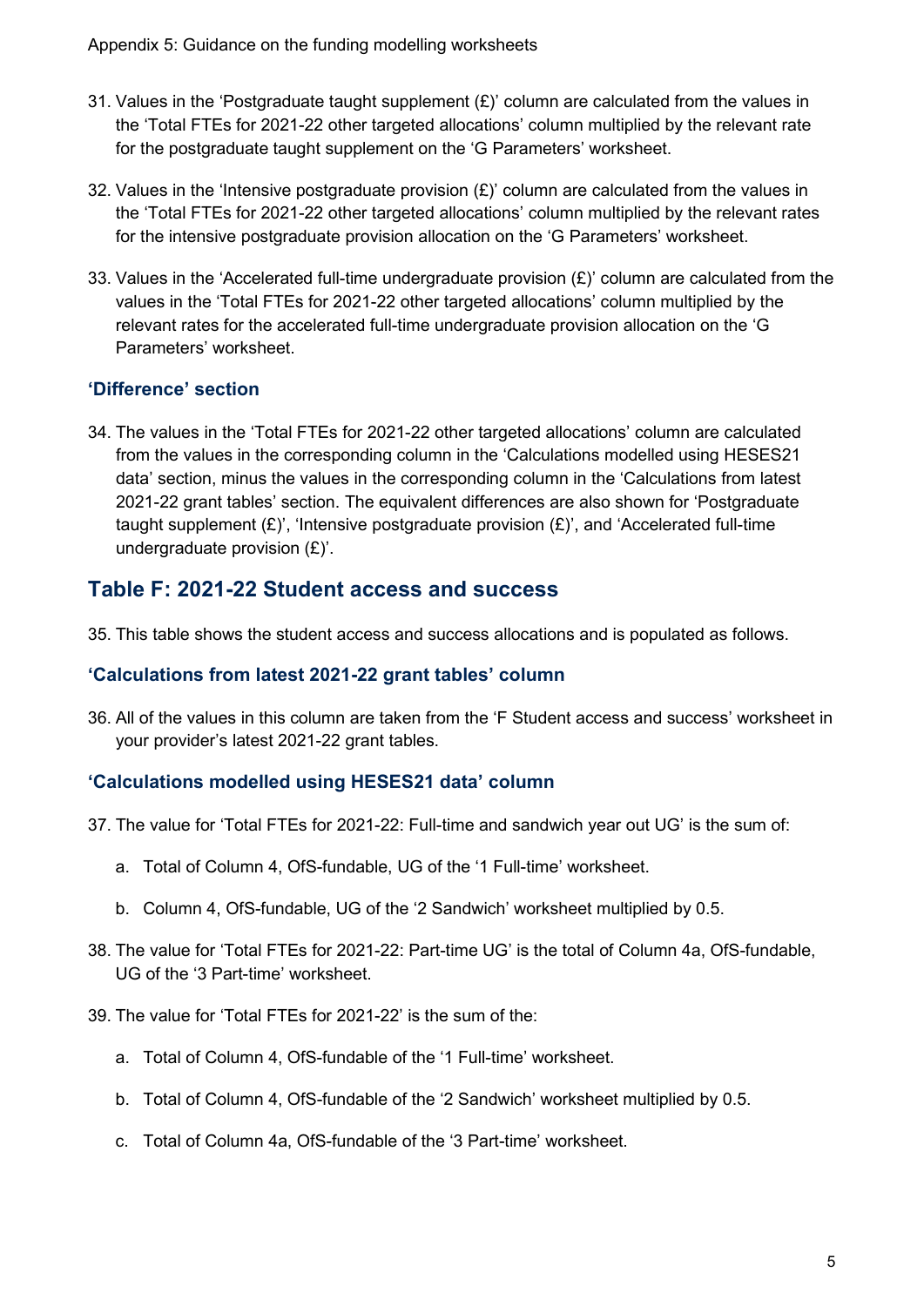31. Values in the 'Postgraduate taught supplement (£)' column are calculated from the values in the 'Total FTEs for 2021-22 other targeted allocations' column multiplied by the relevant rate for the postgraduate taught supplement on the 'G Parameters' worksheet.

32. Values in the 'Intensive postgraduate provision (£)' column are calculated from the values in the 'Total FTEs for 2021-22 other targeted allocations' column multiplied by the relevant rates for the intensive postgraduate provision allocation on the 'G Parameters' worksheet.

33. Values in the 'Accelerated full-time undergraduate provision (£)' column are calculated from the values in the 'Total FTEs for 2021-22 other targeted allocations' column multiplied by the relevant rates for the accelerated full-time undergraduate provision allocation on the 'G Parameters' worksheet.

### 'Difference' section

34. The values in the 'Total FTEs for 2021-22 other targeted allocations' column are calculated from the values in the corresponding column in the 'Calculations modelled using HESES21 data' section, minus the values in the corresponding column in the 'Calculations from latest 2021-22 grant tables' section. The equivalent differences are also shown for 'Postgraduate taught supplement (£)', 'Intensive postgraduate provision (£)', and 'Accelerated full-time undergraduate provision (£)'.

## Table F: 2021-22 Student access and success

35. This table shows the student access and success allocations and is populated as follows.

### 'Calculations from latest 2021-22 grant tables' column

36. All of the values in this column are taken from the 'F Student access and success' worksheet in your provider's latest 2021-22 grant tables.

### 'Calculations modelled using HESES21 data' column

37. The value for 'Total FTEs for 2021-22: Full-time and sandwich year out UG' is the sum of:

    a. Total of Column 4, OfS-fundable, UG of the '1 Full-time' worksheet.

    b. Column 4, OfS-fundable, UG of the '2 Sandwich' worksheet multiplied by 0.5.

38. The value for 'Total FTEs for 2021-22: Part-time UG' is the total of Column 4a, OfS-fundable, UG of the '3 Part-time' worksheet.

39. The value for 'Total FTEs for 2021-22' is the sum of the:

    a. Total of Column 4, OfS-fundable of the '1 Full-time' worksheet.

    b. Total of Column 4, OfS-fundable of the '2 Sandwich' worksheet multiplied by 0.5.

    c. Total of Column 4a, OfS-fundable of the '3 Part-time' worksheet.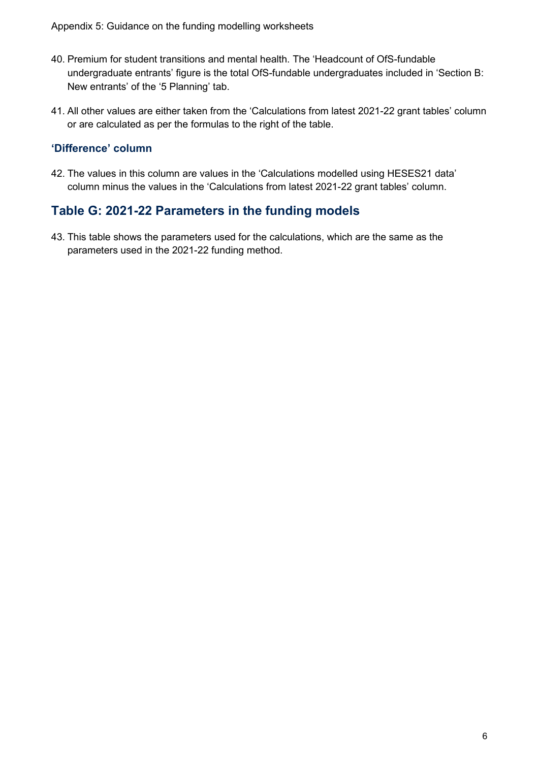40. Premium for student transitions and mental health. The 'Headcount of OfS-fundable undergraduate entrants' figure is the total OfS-fundable undergraduates included in 'Section B: New entrants' of the '5 Planning' tab.

41. All other values are either taken from the 'Calculations from latest 2021-22 grant tables' column or are calculated as per the formulas to the right of the table.

### 'Difference' column

42. The values in this column are values in the 'Calculations modelled using HESES21 data' column minus the values in the 'Calculations from latest 2021-22 grant tables' column.

## Table G: 2021-22 Parameters in the funding models

43. This table shows the parameters used for the calculations, which are the same as the parameters used in the 2021-22 funding method.